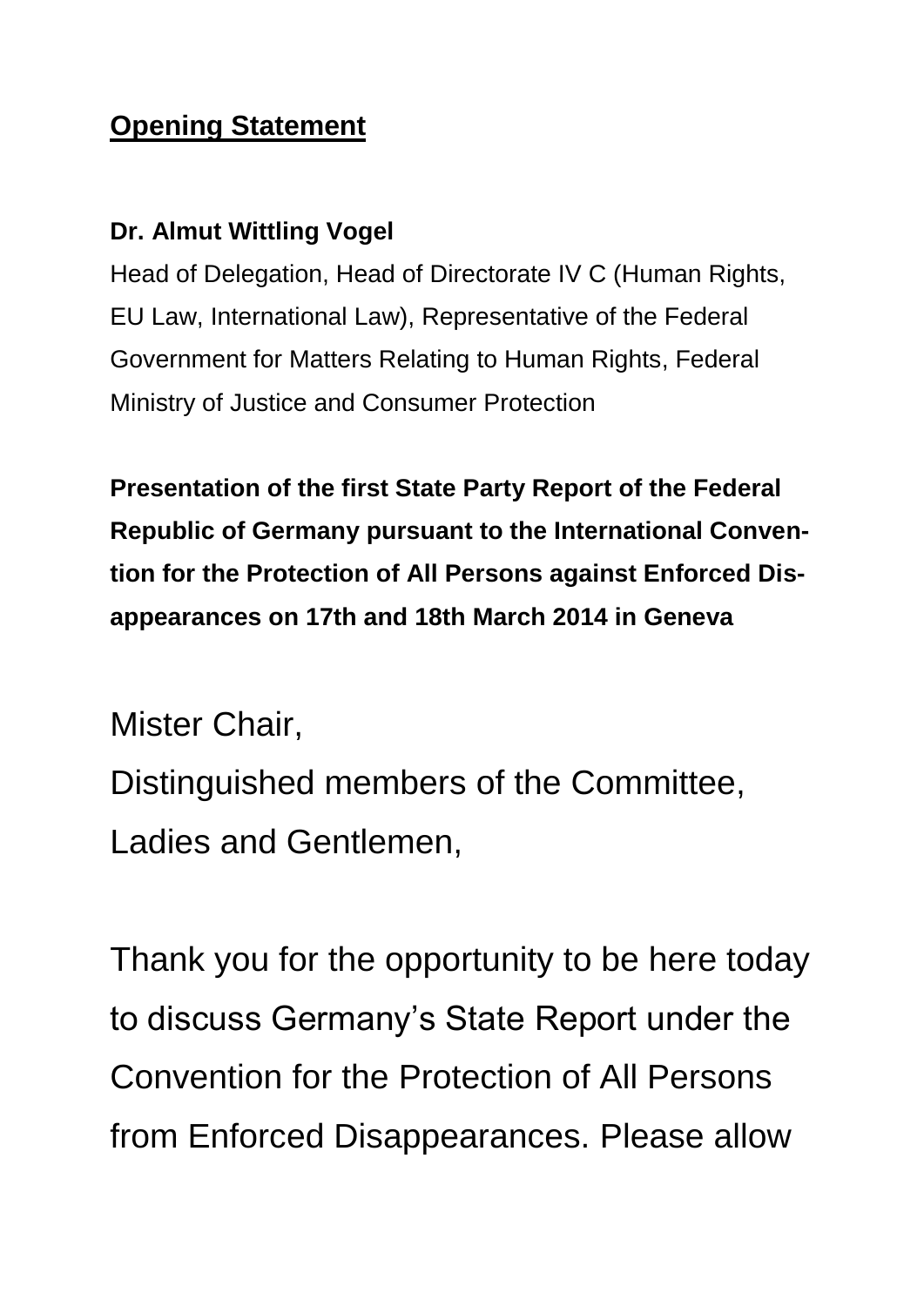## **Opening Statement**

**Dr. Almut Wittling Vogel**

Head of Delegation, Head of Directorate IV C (Human Rights, EU Law, International Law), Representative of the Federal Government for Matters Relating to Human Rights, Federal Ministry of Justice and Consumer Protection

**Presentation of the first State Party Report of the Federal Republic of Germany pursuant to the International Convention for the Protection of All Persons against Enforced Disappearances on 17th and 18th March 2014 in Geneva**

Mister Chair,
Distinguished members of the Committee,
Ladies and Gentlemen,

Thank you for the opportunity to be here today to discuss Germany's State Report under the Convention for the Protection of All Persons from Enforced Disappearances. Please allow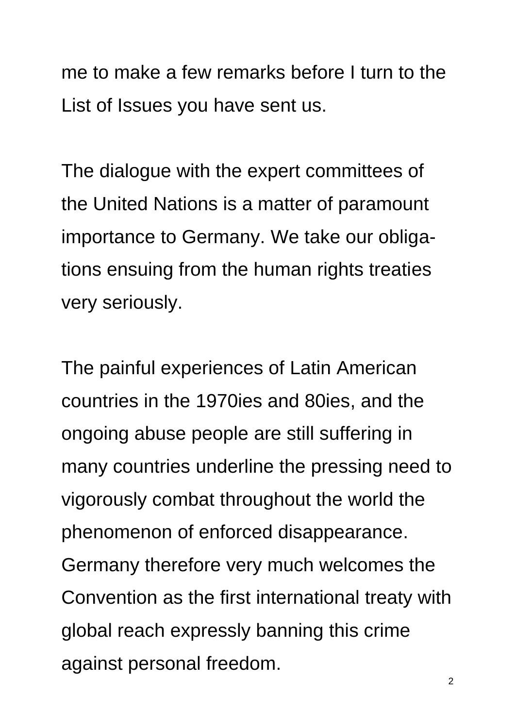me to make a few remarks before I turn to the List of Issues you have sent us.

The dialogue with the expert committees of the United Nations is a matter of paramount importance to Germany. We take our obligations ensuing from the human rights treaties very seriously.

The painful experiences of Latin American countries in the 1970ies and 80ies, and the ongoing abuse people are still suffering in many countries underline the pressing need to vigorously combat throughout the world the phenomenon of enforced disappearance. Germany therefore very much welcomes the Convention as the first international treaty with global reach expressly banning this crime against personal freedom.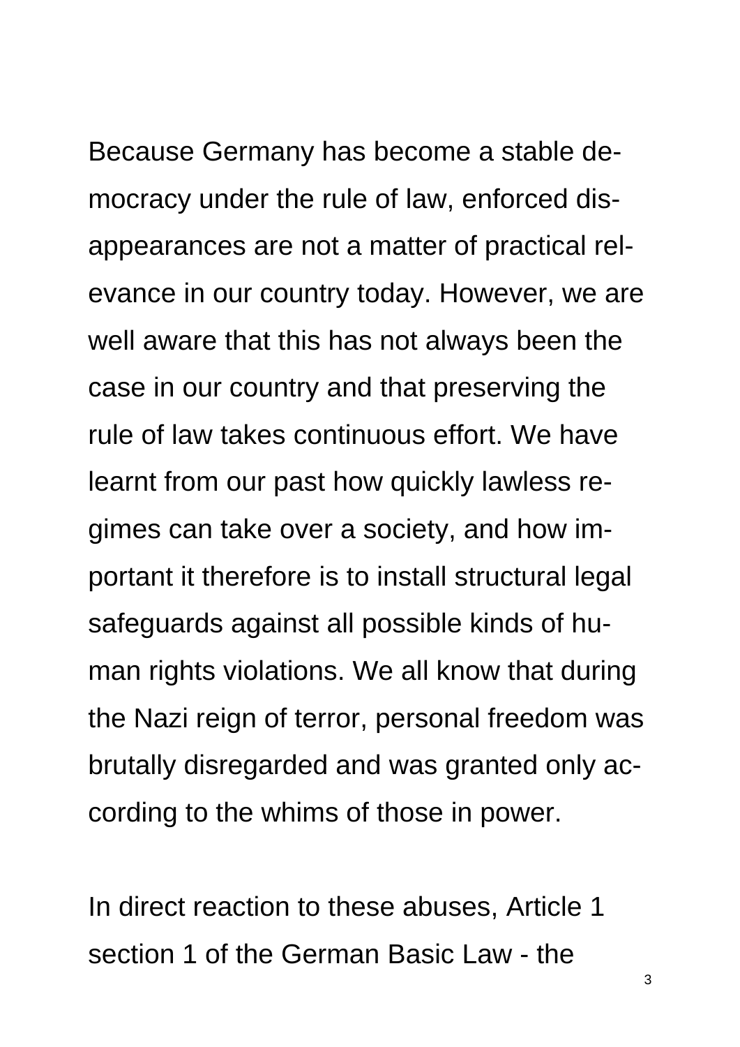Because Germany has become a stable democracy under the rule of law, enforced disappearances are not a matter of practical relevance in our country today. However, we are well aware that this has not always been the case in our country and that preserving the rule of law takes continuous effort. We have learnt from our past how quickly lawless regimes can take over a society, and how important it therefore is to install structural legal safeguards against all possible kinds of human rights violations. We all know that during the Nazi reign of terror, personal freedom was brutally disregarded and was granted only according to the whims of those in power.

In direct reaction to these abuses, Article 1 section 1 of the German Basic Law - the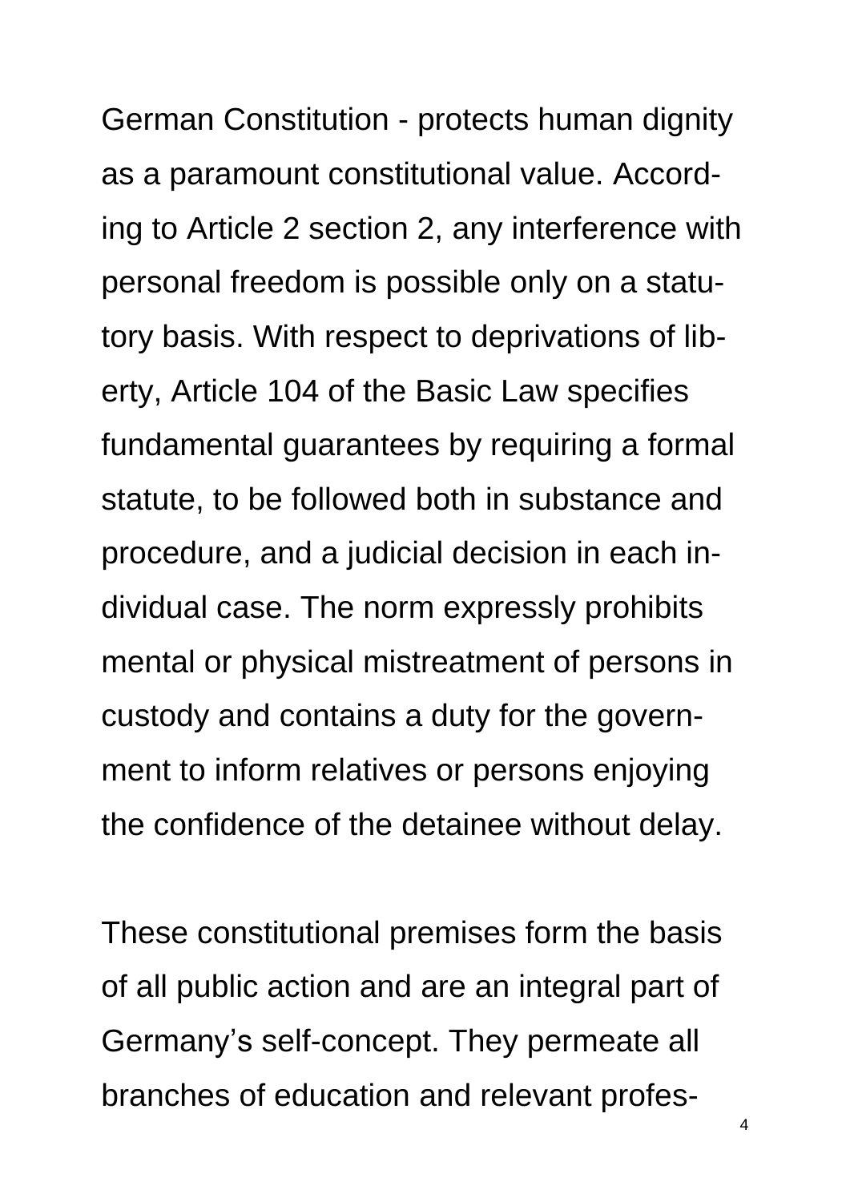German Constitution - protects human dignity as a paramount constitutional value. According to Article 2 section 2, any interference with personal freedom is possible only on a statutory basis. With respect to deprivations of liberty, Article 104 of the Basic Law specifies fundamental guarantees by requiring a formal statute, to be followed both in substance and procedure, and a judicial decision in each individual case. The norm expressly prohibits mental or physical mistreatment of persons in custody and contains a duty for the government to inform relatives or persons enjoying the confidence of the detainee without delay.

These constitutional premises form the basis of all public action and are an integral part of Germany's self-concept. They permeate all branches of education and relevant profes-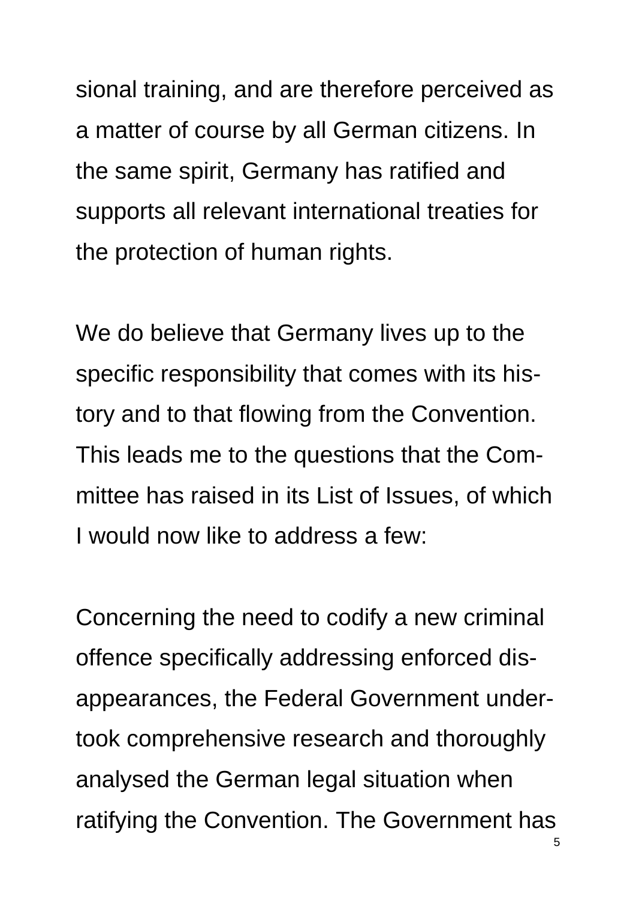sional training, and are therefore perceived as a matter of course by all German citizens. In the same spirit, Germany has ratified and supports all relevant international treaties for the protection of human rights.

We do believe that Germany lives up to the specific responsibility that comes with its history and to that flowing from the Convention. This leads me to the questions that the Committee has raised in its List of Issues, of which I would now like to address a few:

Concerning the need to codify a new criminal offence specifically addressing enforced disappearances, the Federal Government undertook comprehensive research and thoroughly analysed the German legal situation when ratifying the Convention. The Government has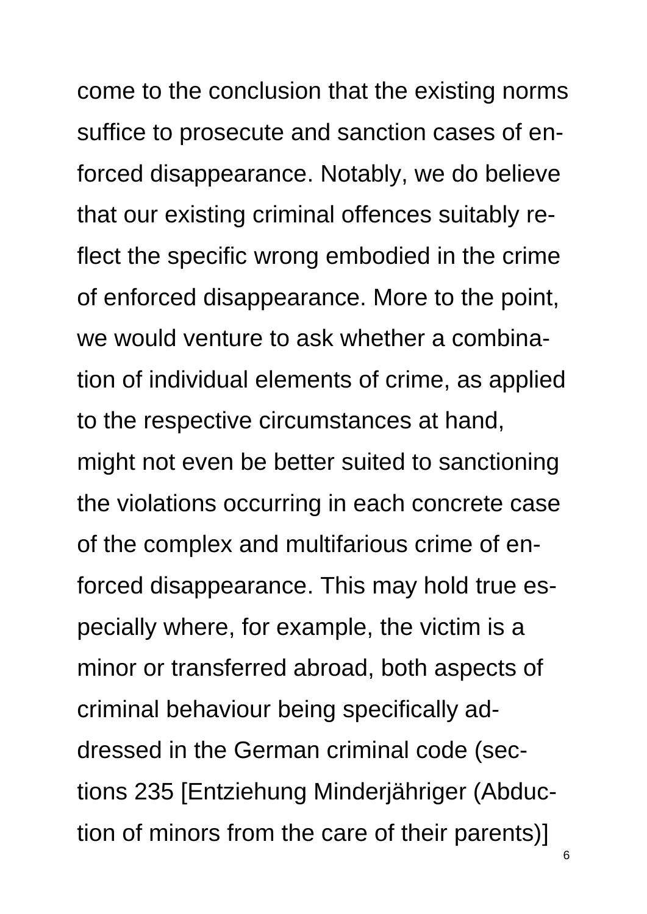come to the conclusion that the existing norms suffice to prosecute and sanction cases of enforced disappearance. Notably, we do believe that our existing criminal offences suitably reflect the specific wrong embodied in the crime of enforced disappearance. More to the point, we would venture to ask whether a combination of individual elements of crime, as applied to the respective circumstances at hand, might not even be better suited to sanctioning the violations occurring in each concrete case of the complex and multifarious crime of enforced disappearance. This may hold true especially where, for example, the victim is a minor or transferred abroad, both aspects of criminal behaviour being specifically addressed in the German criminal code (sections 235 [Entziehung Minderjähriger (Abduction of minors from the care of their parents)]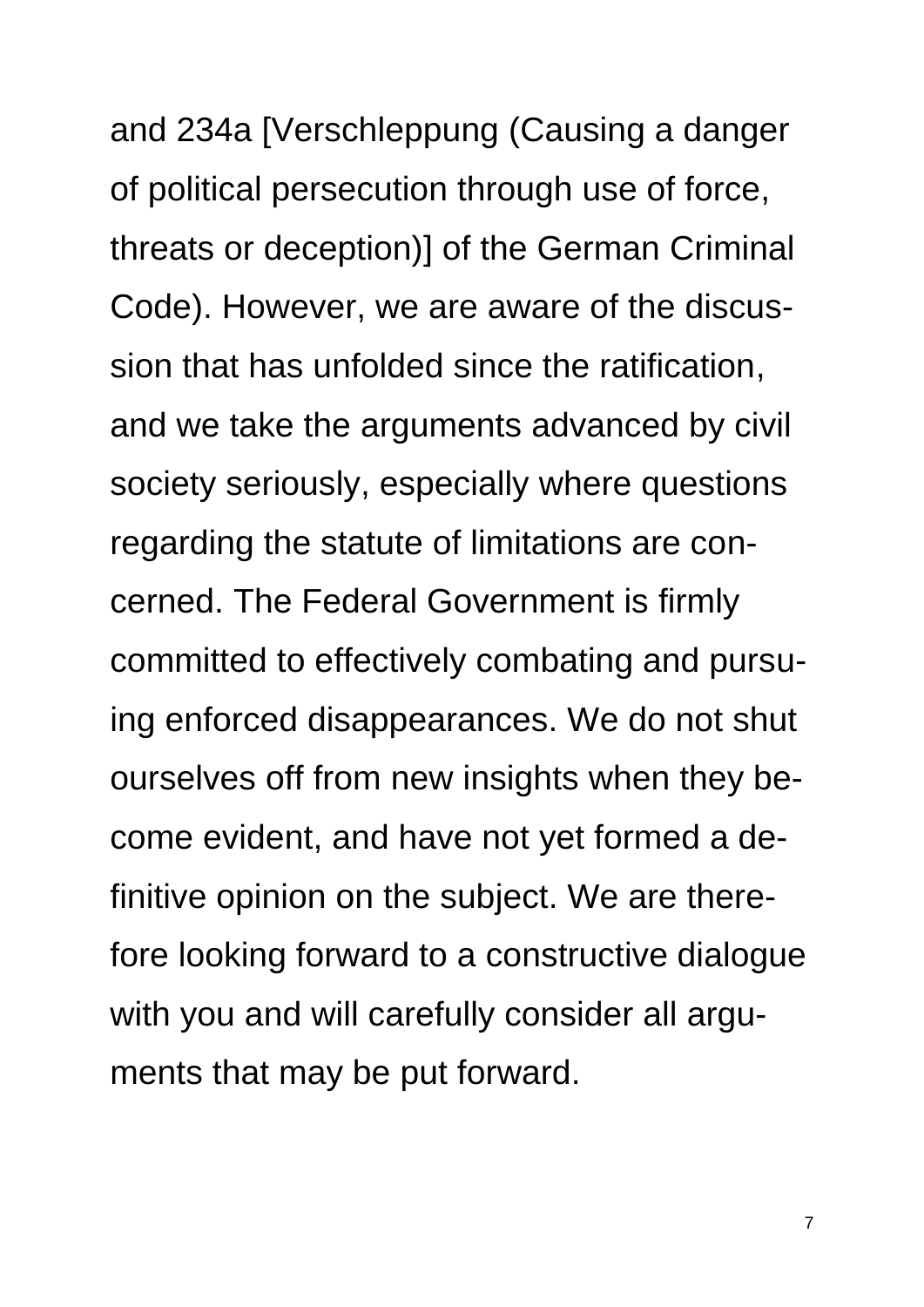and 234a [Verschleppung (Causing a danger of political persecution through use of force, threats or deception)] of the German Criminal Code). However, we are aware of the discussion that has unfolded since the ratification, and we take the arguments advanced by civil society seriously, especially where questions regarding the statute of limitations are concerned. The Federal Government is firmly committed to effectively combating and pursuing enforced disappearances. We do not shut ourselves off from new insights when they become evident, and have not yet formed a definitive opinion on the subject. We are therefore looking forward to a constructive dialogue with you and will carefully consider all arguments that may be put forward.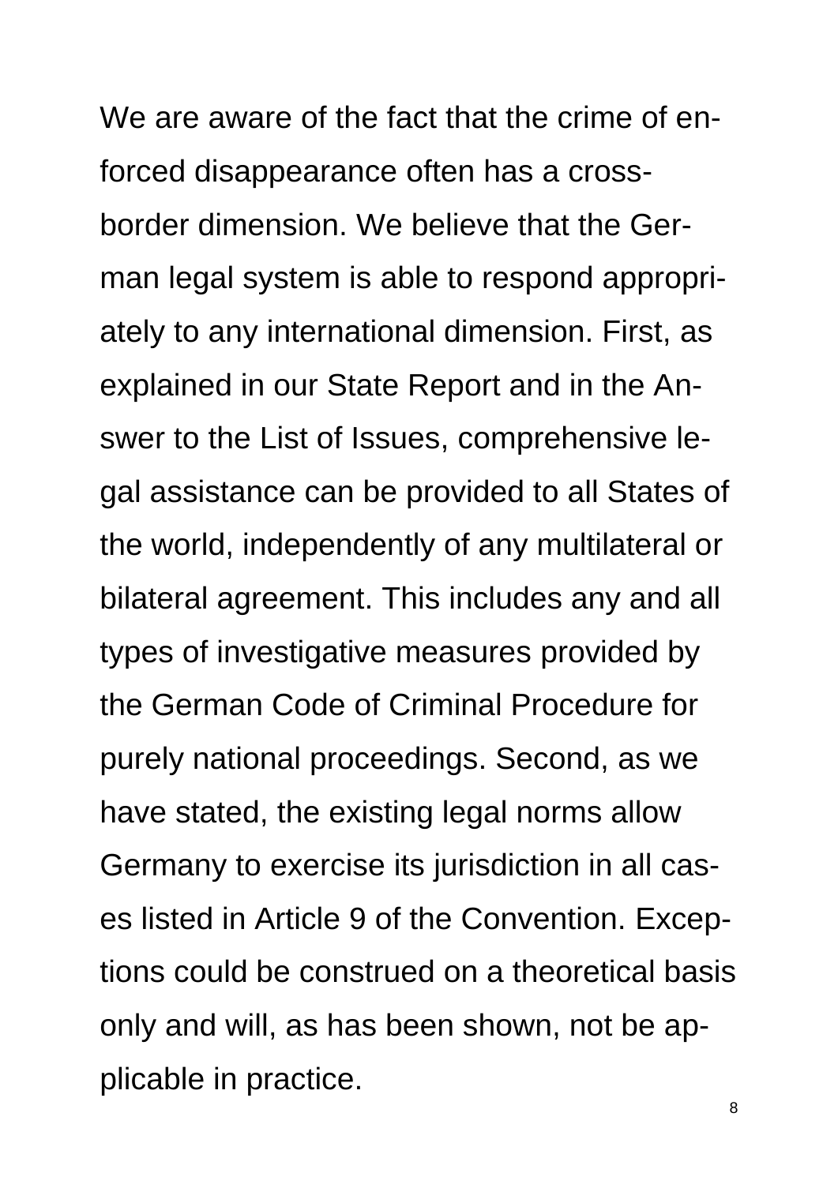We are aware of the fact that the crime of enforced disappearance often has a cross-border dimension. We believe that the German legal system is able to respond appropriately to any international dimension. First, as explained in our State Report and in the Answer to the List of Issues, comprehensive legal assistance can be provided to all States of the world, independently of any multilateral or bilateral agreement. This includes any and all types of investigative measures provided by the German Code of Criminal Procedure for purely national proceedings. Second, as we have stated, the existing legal norms allow Germany to exercise its jurisdiction in all cases listed in Article 9 of the Convention. Exceptions could be construed on a theoretical basis only and will, as has been shown, not be applicable in practice.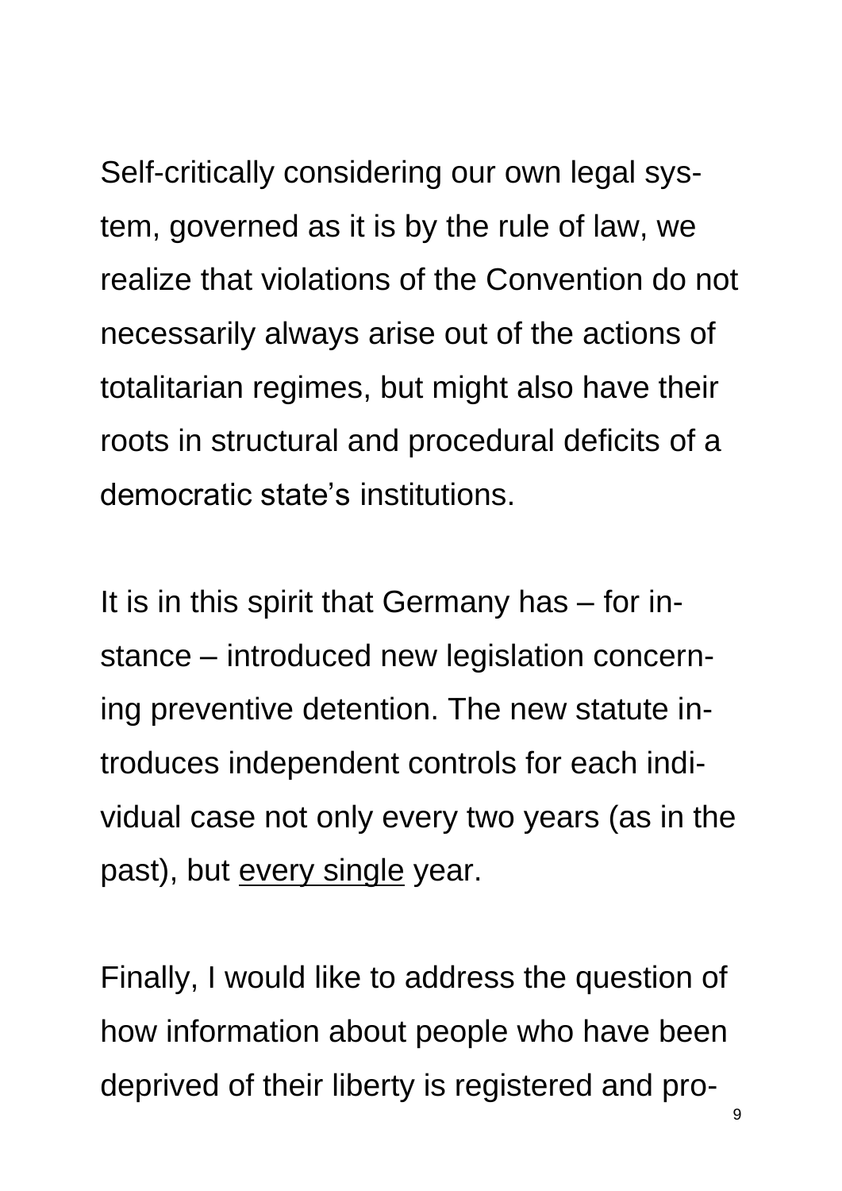Self-critically considering our own legal system, governed as it is by the rule of law, we realize that violations of the Convention do not necessarily always arise out of the actions of totalitarian regimes, but might also have their roots in structural and procedural deficits of a democratic state's institutions.

It is in this spirit that Germany has – for instance – introduced new legislation concerning preventive detention. The new statute introduces independent controls for each individual case not only every two years (as in the past), but <u>every single</u> year.

Finally, I would like to address the question of how information about people who have been deprived of their liberty is registered and pro-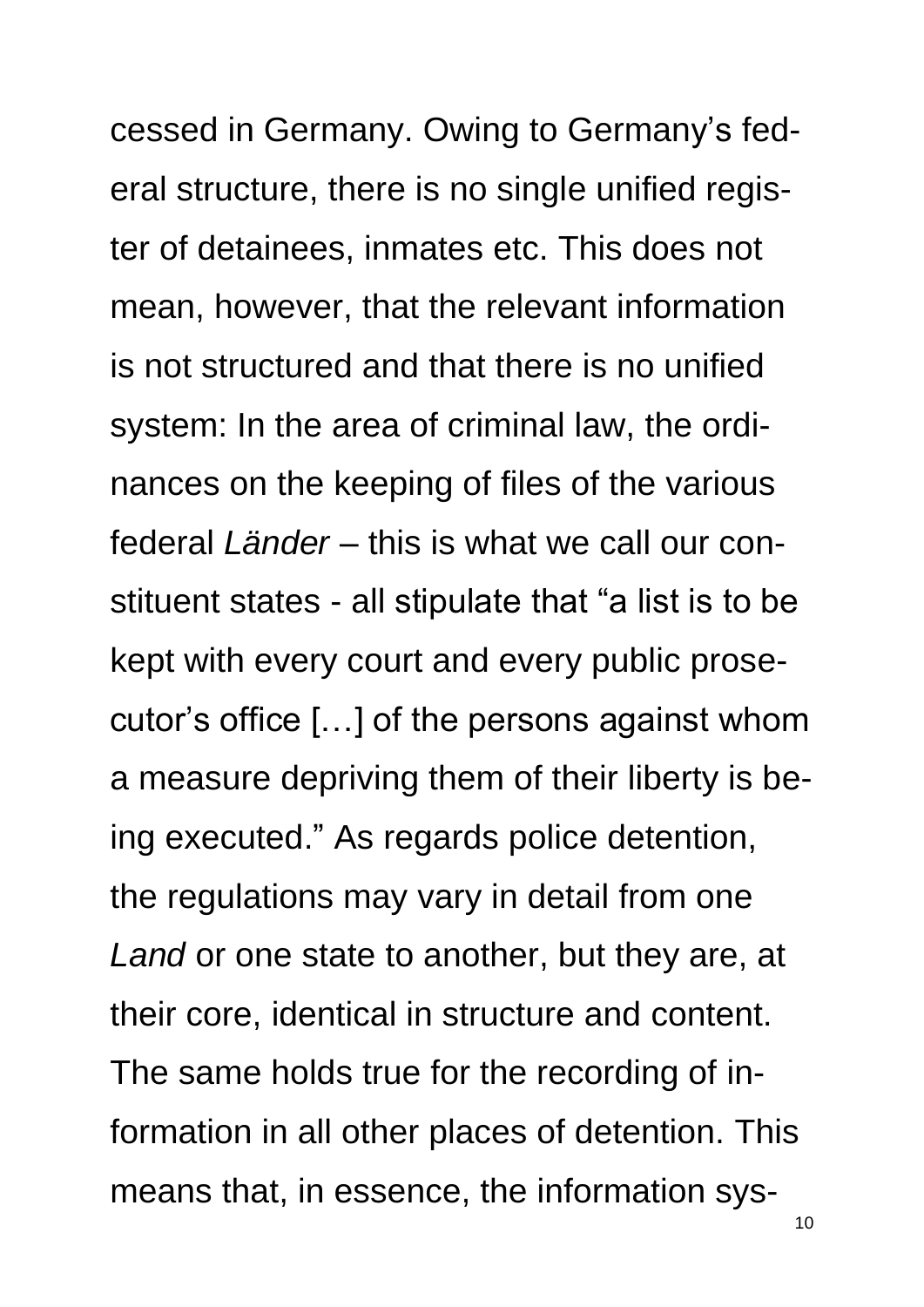cessed in Germany. Owing to Germany's federal structure, there is no single unified register of detainees, inmates etc. This does not mean, however, that the relevant information is not structured and that there is no unified system: In the area of criminal law, the ordinances on the keeping of files of the various federal *Länder* – this is what we call our constituent states - all stipulate that "a list is to be kept with every court and every public prosecutor's office […] of the persons against whom a measure depriving them of their liberty is being executed." As regards police detention, the regulations may vary in detail from one *Land* or one state to another, but they are, at their core, identical in structure and content. The same holds true for the recording of information in all other places of detention. This means that, in essence, the information sys-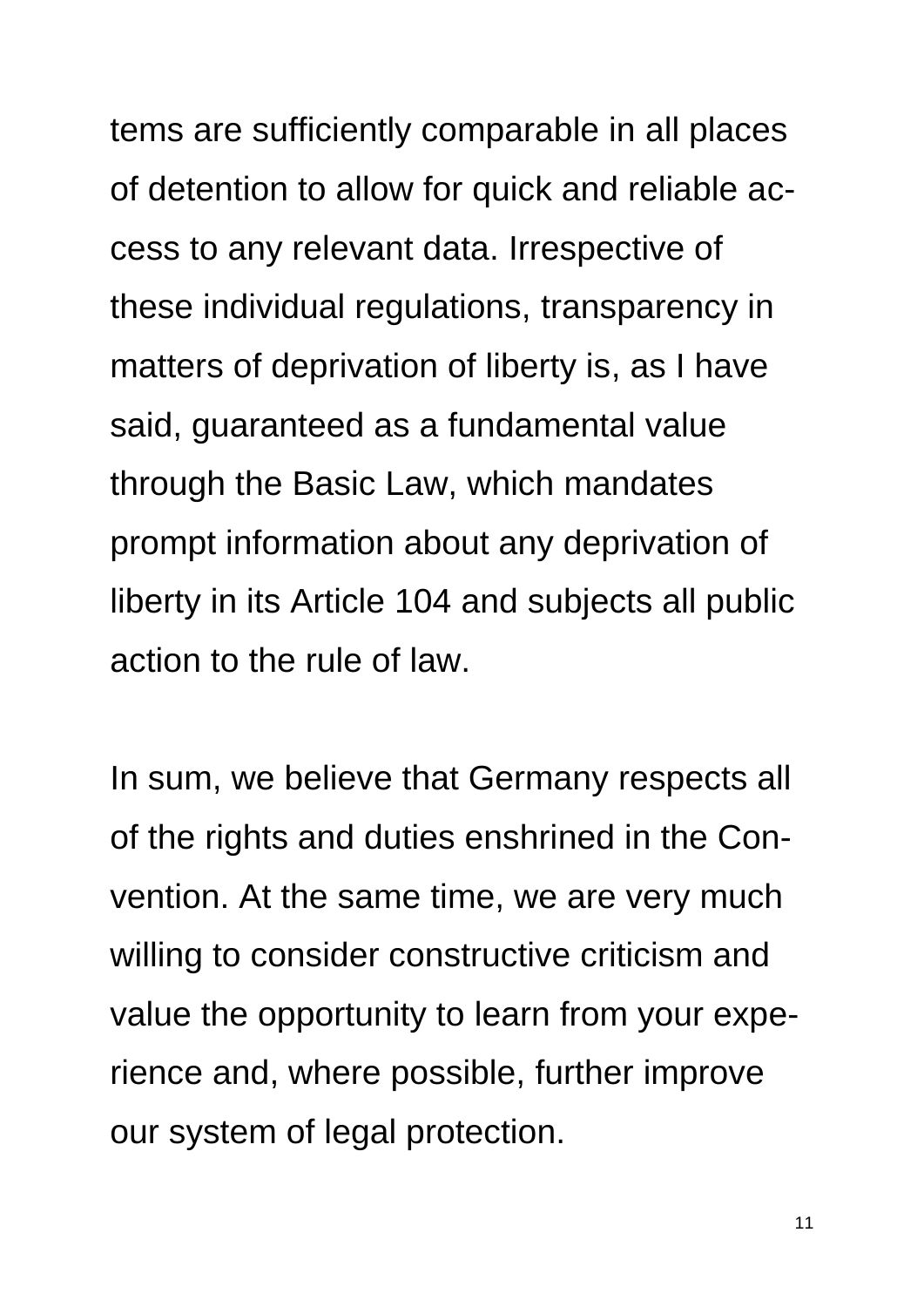tems are sufficiently comparable in all places of detention to allow for quick and reliable access to any relevant data. Irrespective of these individual regulations, transparency in matters of deprivation of liberty is, as I have said, guaranteed as a fundamental value through the Basic Law, which mandates prompt information about any deprivation of liberty in its Article 104 and subjects all public action to the rule of law.

In sum, we believe that Germany respects all of the rights and duties enshrined in the Convention. At the same time, we are very much willing to consider constructive criticism and value the opportunity to learn from your experience and, where possible, further improve our system of legal protection.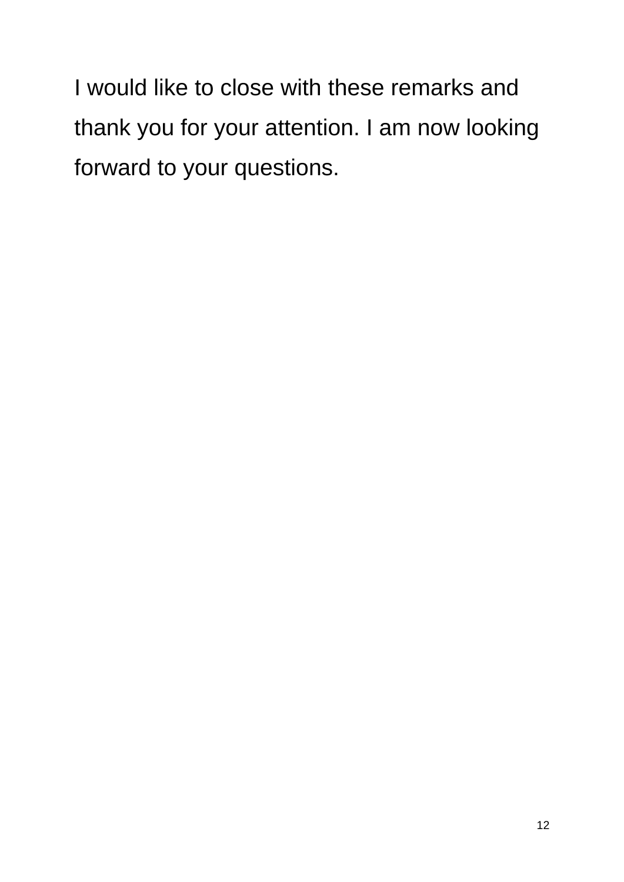I would like to close with these remarks and thank you for your attention. I am now looking forward to your questions.